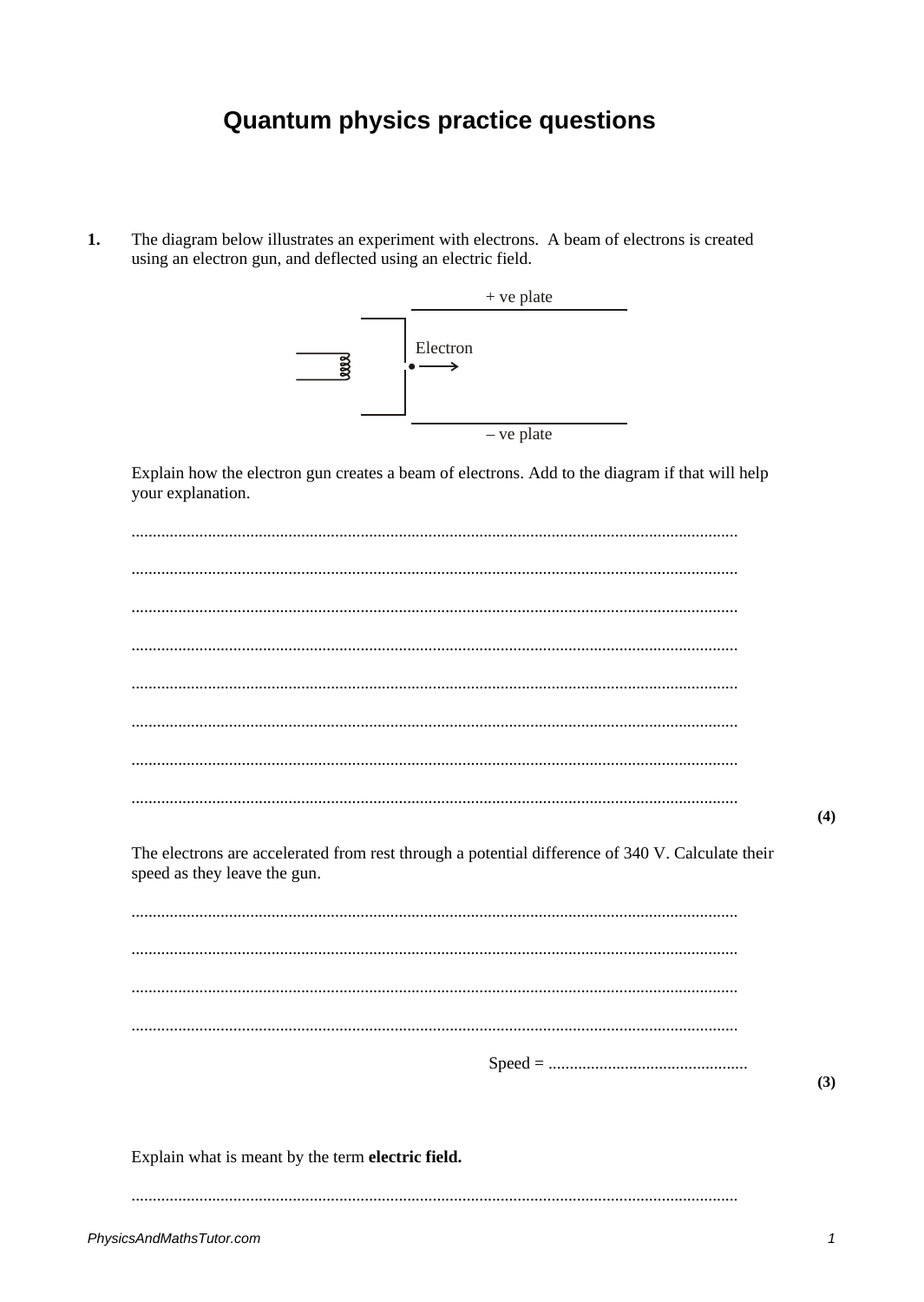# Quantum physics practice questions

**1.** The diagram below illustrates an experiment with electrons. A beam of electrons is created using an electron gun, and deflected using an electric field.

+ ve plate

Electron

– ve plate

Explain how the electron gun creates a beam of electrons. Add to the diagram if that will help your explanation.

.............................................................................................................................................

.............................................................................................................................................

.............................................................................................................................................

.............................................................................................................................................

.............................................................................................................................................

.............................................................................................................................................

.............................................................................................................................................

.............................................................................................................................................

**(4)**

The electrons are accelerated from rest through a potential difference of 340 V. Calculate their speed as they leave the gun.

.............................................................................................................................................

.............................................................................................................................................

.............................................................................................................................................

.............................................................................................................................................

Speed = ...............................................

**(3)**

Explain what is meant by the term **electric field.**

.............................................................................................................................................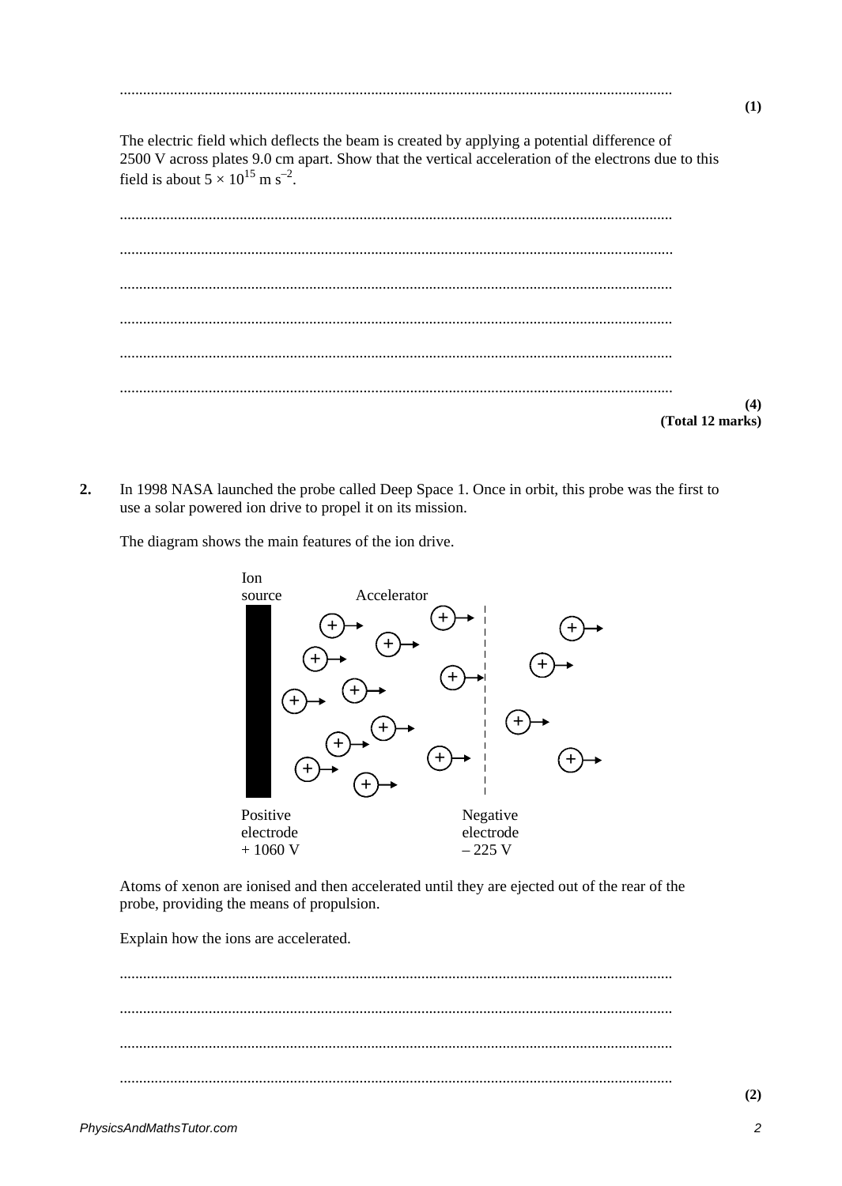..............................................................................................................................................

**(1)**

The electric field which deflects the beam is created by applying a potential difference of 2500 V across plates 9.0 cm apart. Show that the vertical acceleration of the electrons due to this field is about $5 \times 10^{15}$ m s$^{-2}$.

..............................................................................................................................................

..............................................................................................................................................

..............................................................................................................................................

..............................................................................................................................................

..............................................................................................................................................

..............................................................................................................................................

**(4)**
**(Total 12 marks)**

**2.** In 1998 NASA launched the probe called Deep Space 1. Once in orbit, this probe was the first to use a solar powered ion drive to propel it on its mission.

The diagram shows the main features of the ion drive.

Ion source — Accelerator

Positive electrode + 1060 V — Negative electrode – 225 V

Atoms of xenon are ionised and then accelerated until they are ejected out of the rear of the probe, providing the means of propulsion.

Explain how the ions are accelerated.

..............................................................................................................................................

..............................................................................................................................................

..............................................................................................................................................

..............................................................................................................................................

**(2)**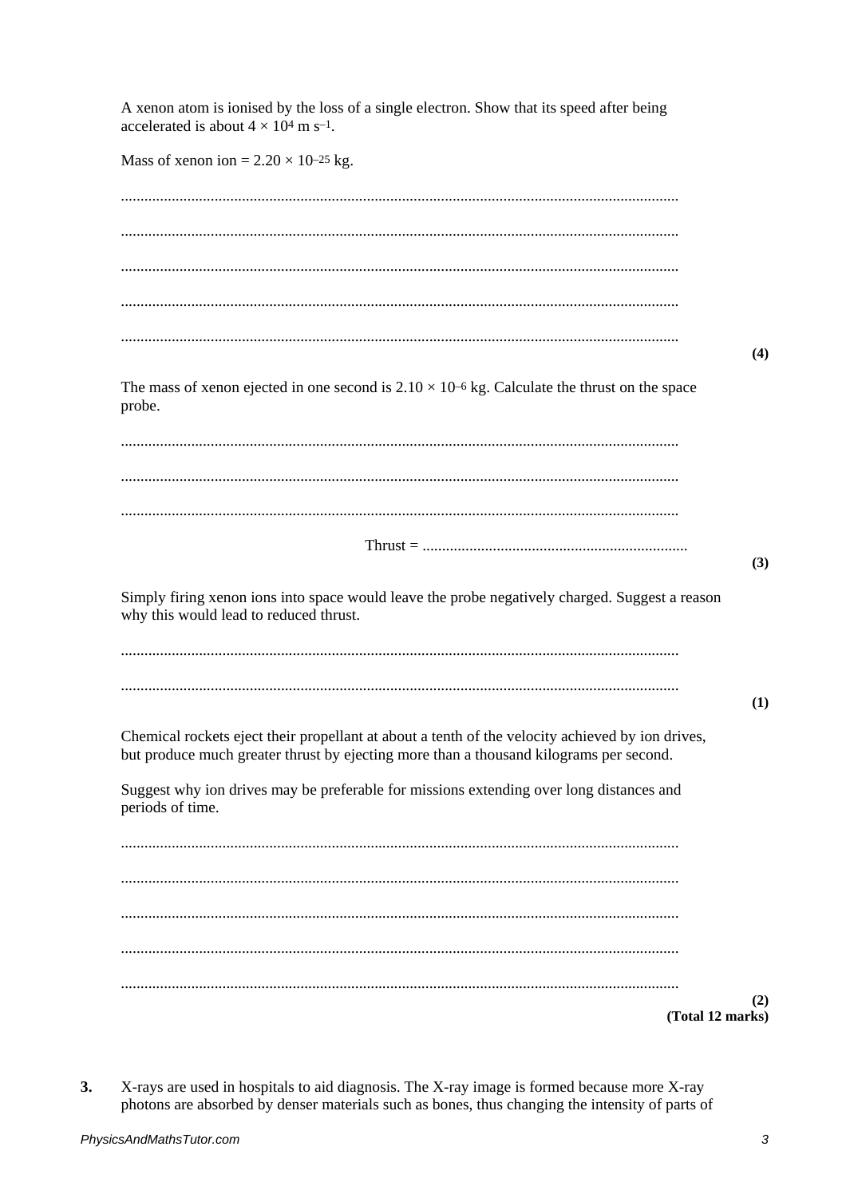A xenon atom is ionised by the loss of a single electron. Show that its speed after being accelerated is about $4 \times 10^4$ m s$^{-1}$.

Mass of xenon ion = $2.20 \times 10^{-25}$ kg.

.............................................................................................................................................

.............................................................................................................................................

.............................................................................................................................................

.............................................................................................................................................

.............................................................................................................................................

**(4)**

The mass of xenon ejected in one second is $2.10 \times 10^{-6}$ kg. Calculate the thrust on the space probe.

.............................................................................................................................................

.............................................................................................................................................

.............................................................................................................................................

Thrust = ....................................................................

**(3)**

Simply firing xenon ions into space would leave the probe negatively charged. Suggest a reason why this would lead to reduced thrust.

.............................................................................................................................................

.............................................................................................................................................

**(1)**

Chemical rockets eject their propellant at about a tenth of the velocity achieved by ion drives, but produce much greater thrust by ejecting more than a thousand kilograms per second.

Suggest why ion drives may be preferable for missions extending over long distances and periods of time.

.............................................................................................................................................

.............................................................................................................................................

.............................................................................................................................................

.............................................................................................................................................

.............................................................................................................................................

**(2)**
**(Total 12 marks)**

**3.** X-rays are used in hospitals to aid diagnosis. The X-ray image is formed because more X-ray photons are absorbed by denser materials such as bones, thus changing the intensity of parts of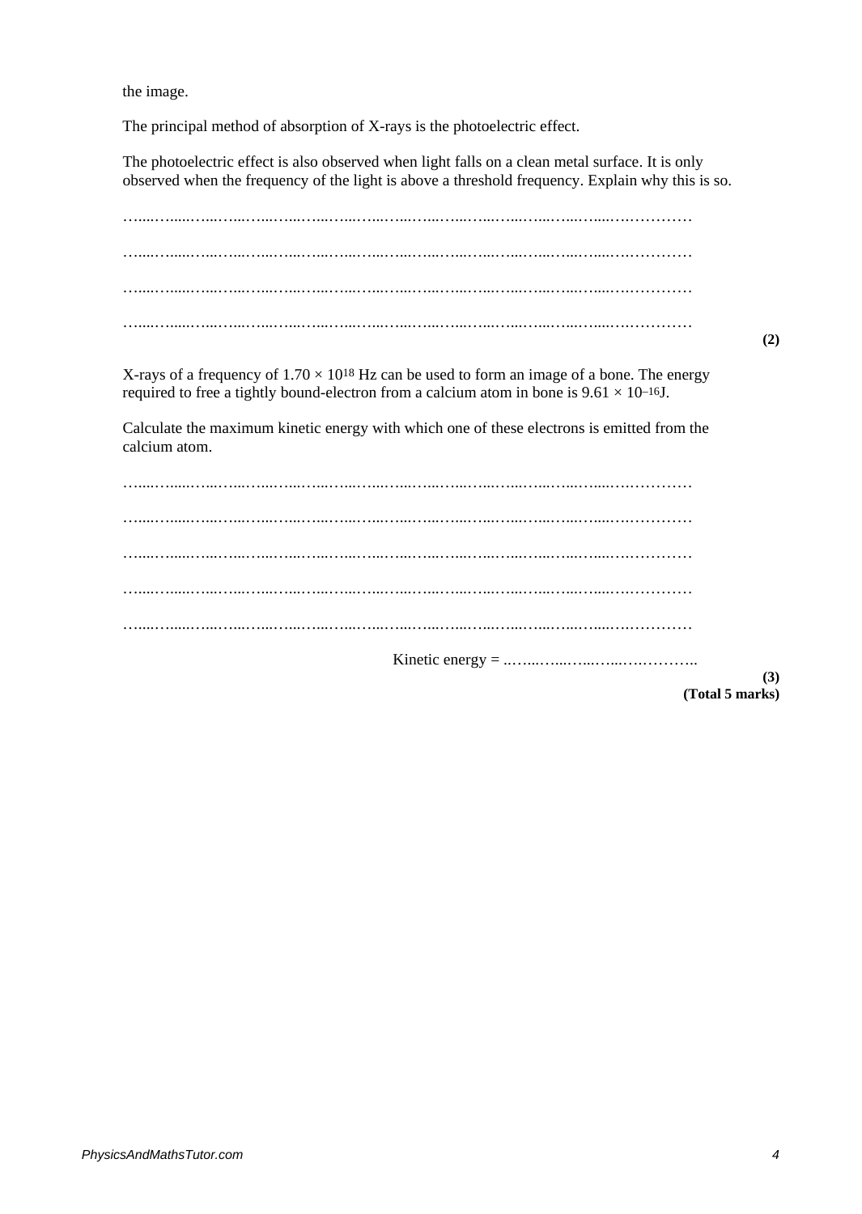the image.

The principal method of absorption of X-rays is the photoelectric effect.

The photoelectric effect is also observed when light falls on a clean metal surface. It is only observed when the frequency of the light is above a threshold frequency. Explain why this is so.

……………………………………………………………………………………………

……………………………………………………………………………………………

……………………………………………………………………………………………

……………………………………………………………………………………………

**(2)**

X-rays of a frequency of $1.70 \times 10^{18}$ Hz can be used to form an image of a bone. The energy required to free a tightly bound-electron from a calcium atom in bone is $9.61 \times 10^{-16}$J.

Calculate the maximum kinetic energy with which one of these electrons is emitted from the calcium atom.

……………………………………………………………………………………………

……………………………………………………………………………………………

……………………………………………………………………………………………

……………………………………………………………………………………………

……………………………………………………………………………………………

Kinetic energy = ……………………………

**(3)**
**(Total 5 marks)**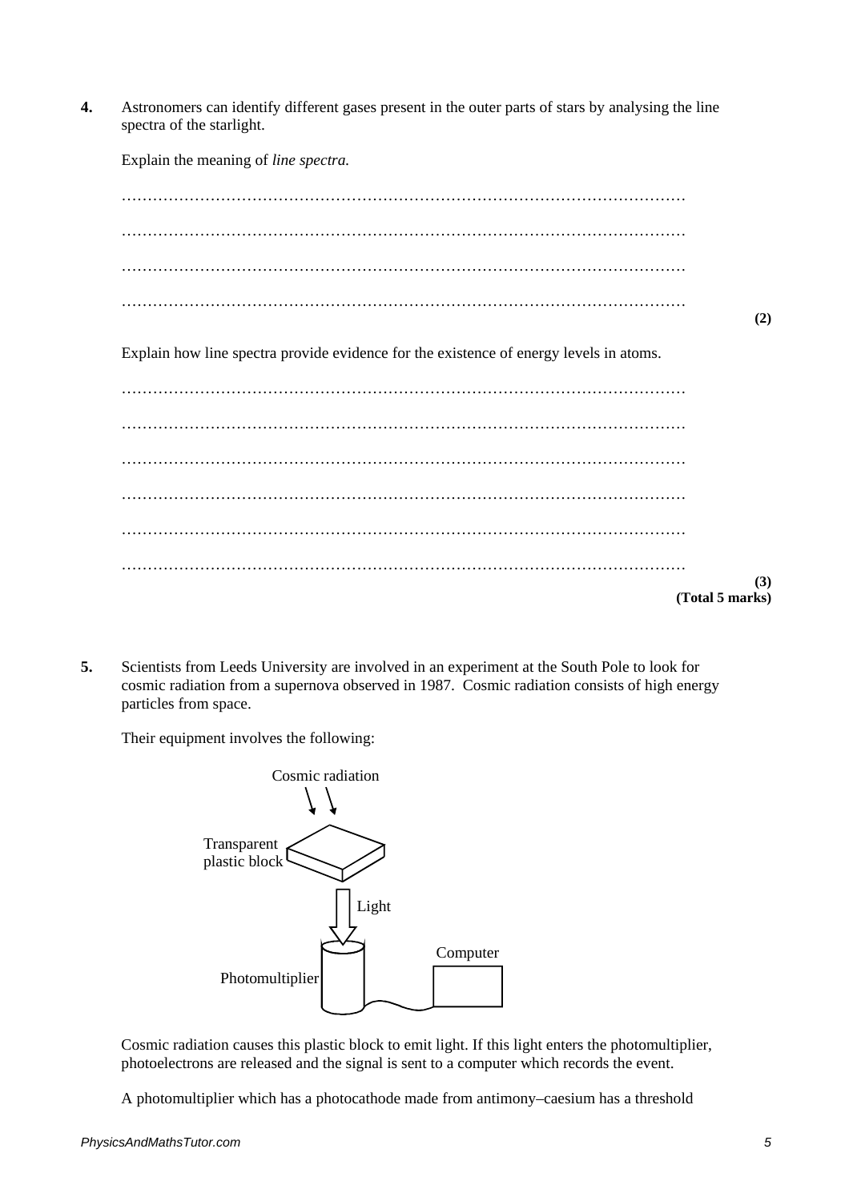**4.** Astronomers can identify different gases present in the outer parts of stars by analysing the line spectra of the starlight.

Explain the meaning of *line spectra.*

…………………………………………………………………………………………………

…………………………………………………………………………………………………

…………………………………………………………………………………………………

…………………………………………………………………………………………………
**(2)**

Explain how line spectra provide evidence for the existence of energy levels in atoms.

…………………………………………………………………………………………………

…………………………………………………………………………………………………

…………………………………………………………………………………………………

…………………………………………………………………………………………………

…………………………………………………………………………………………………

…………………………………………………………………………………………………
**(3)**
**(Total 5 marks)**

**5.** Scientists from Leeds University are involved in an experiment at the South Pole to look for cosmic radiation from a supernova observed in 1987. Cosmic radiation consists of high energy particles from space.

Their equipment involves the following:

Cosmic radiation

Transparent plastic block

Light

Computer

Photomultiplier

Cosmic radiation causes this plastic block to emit light. If this light enters the photomultiplier, photoelectrons are released and the signal is sent to a computer which records the event.

A photomultiplier which has a photocathode made from antimony–caesium has a threshold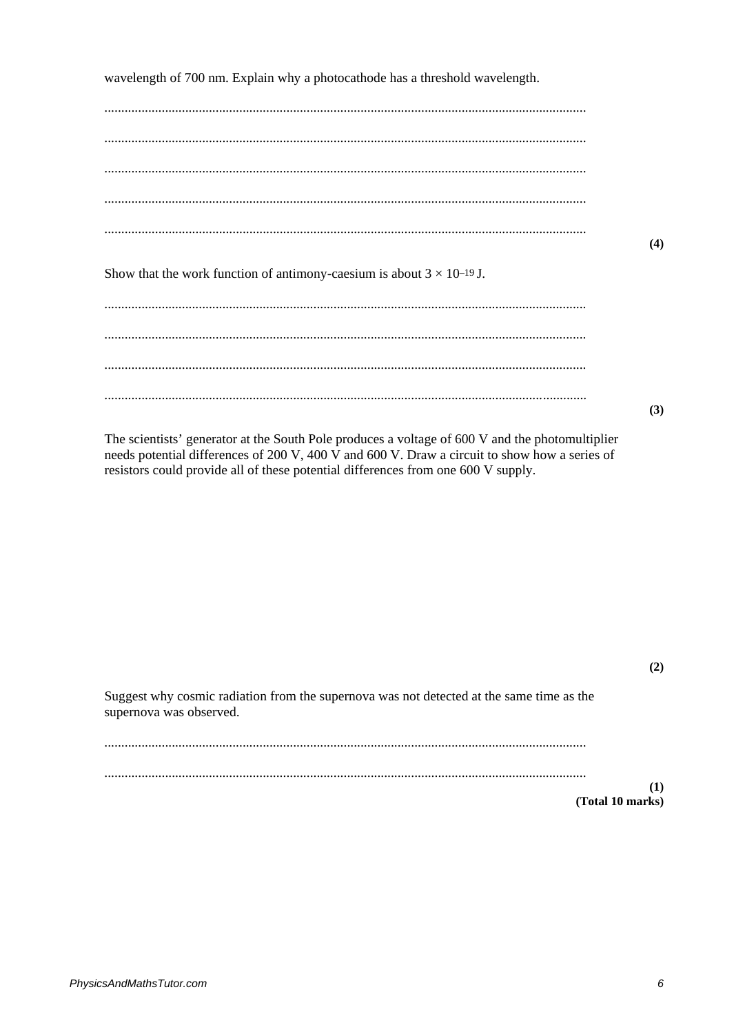wavelength of 700 nm. Explain why a photocathode has a threshold wavelength.

.............................................................................................................................................

.............................................................................................................................................

.............................................................................................................................................

.............................................................................................................................................

............................................................................................................................................. **(4)**

Show that the work function of antimony-caesium is about $3 \times 10^{-19}$ J.

.............................................................................................................................................

.............................................................................................................................................

.............................................................................................................................................

............................................................................................................................................. **(3)**

The scientists' generator at the South Pole produces a voltage of 600 V and the photomultiplier needs potential differences of 200 V, 400 V and 600 V. Draw a circuit to show how a series of resistors could provide all of these potential differences from one 600 V supply.

**(2)**

Suggest why cosmic radiation from the supernova was not detected at the same time as the supernova was observed.

.............................................................................................................................................

............................................................................................................................................. **(1)**

**(Total 10 marks)**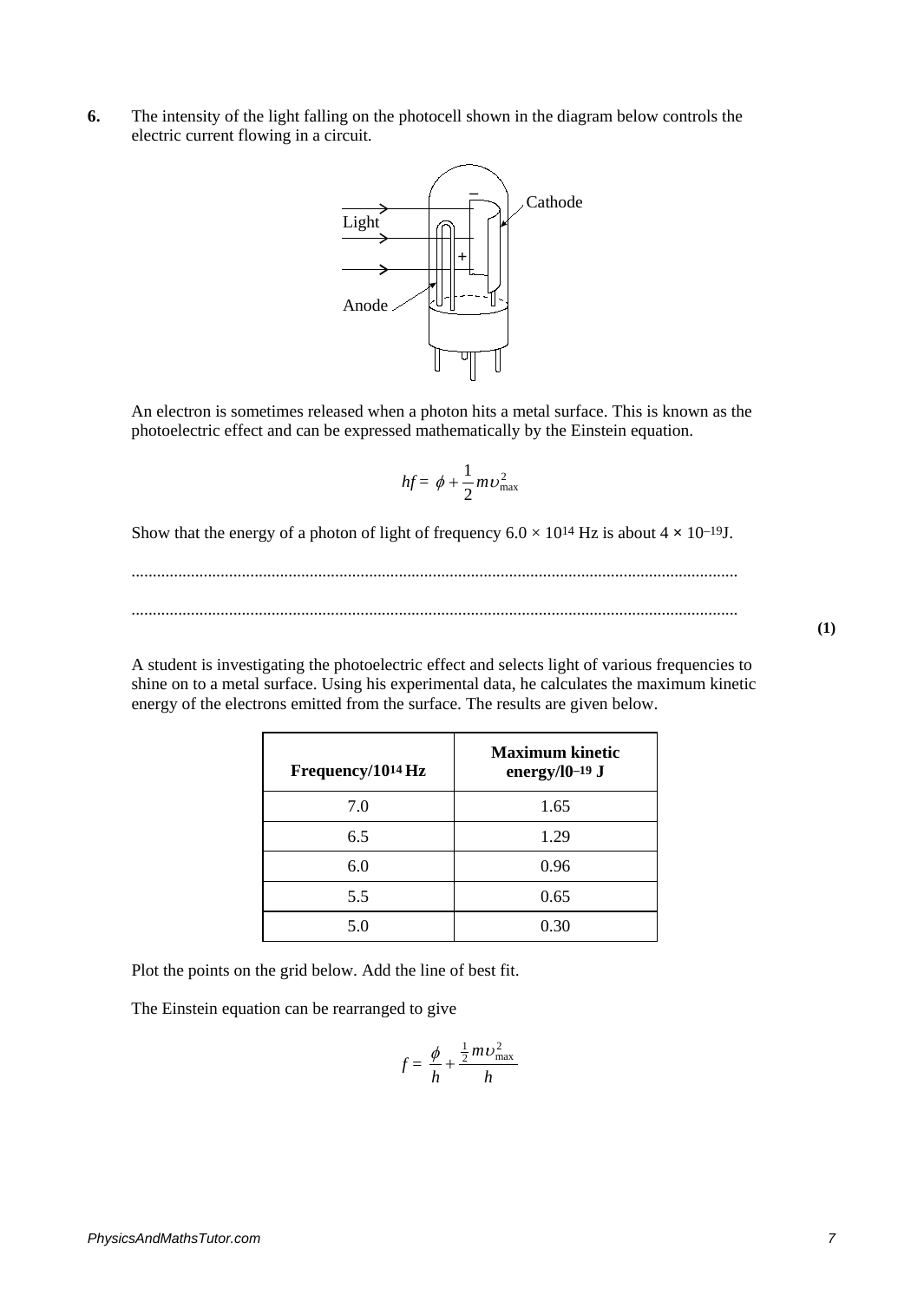**6.** The intensity of the light falling on the photocell shown in the diagram below controls the electric current flowing in a circuit.

An electron is sometimes released when a photon hits a metal surface. This is known as the photoelectric effect and can be expressed mathematically by the Einstein equation.

$$hf = \phi + \frac{1}{2}m\upsilon_{max}^2$$

Show that the energy of a photon of light of frequency $6.0 \times 10^{14}$ Hz is about $4 \times 10^{-19}$J.

.............................................................................................................................................

.............................................................................................................................................

**(1)**

A student is investigating the photoelectric effect and selects light of various frequencies to shine on to a metal surface. Using his experimental data, he calculates the maximum kinetic energy of the electrons emitted from the surface. The results are given below.

| **Frequency/$10^{14}$ Hz** | **Maximum kinetic energy/$10^{-19}$ J** |
| --- | --- |
| 7.0 | 1.65 |
| 6.5 | 1.29 |
| 6.0 | 0.96 |
| 5.5 | 0.65 |
| 5.0 | 0.30 |

Plot the points on the grid below. Add the line of best fit.

The Einstein equation can be rearranged to give

$$f = \frac{\phi}{h} + \frac{\frac{1}{2}m\upsilon_{max}^2}{h}$$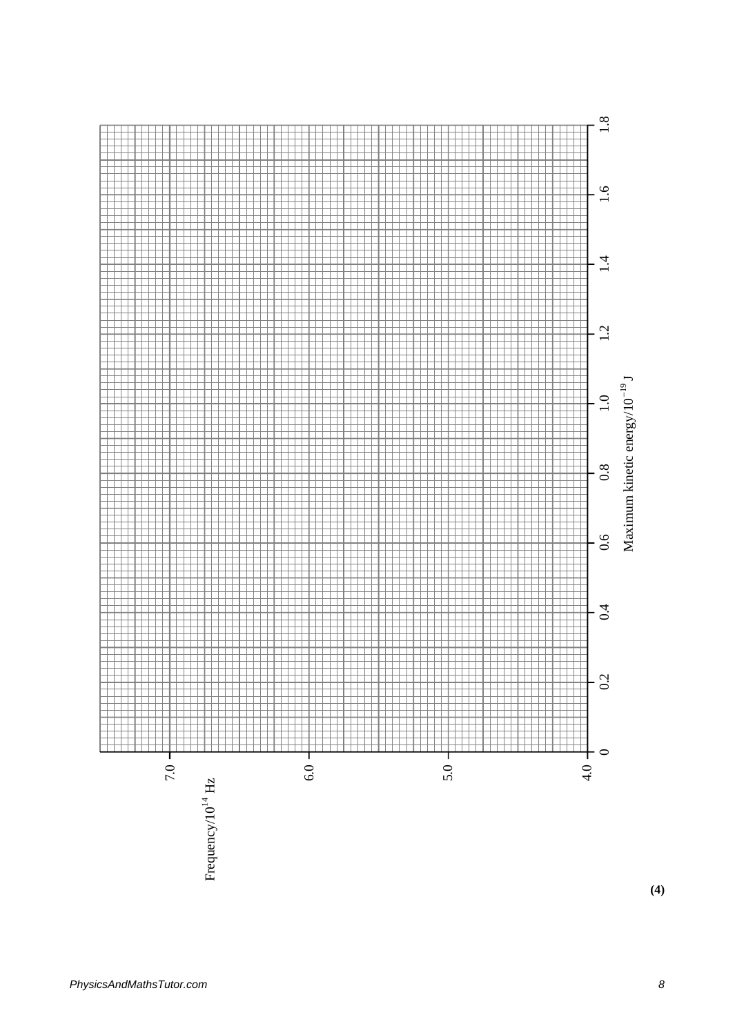Frequency/$10^{14}$ Hz

Maximum kinetic energy/$10^{-19}$ J

**(4)**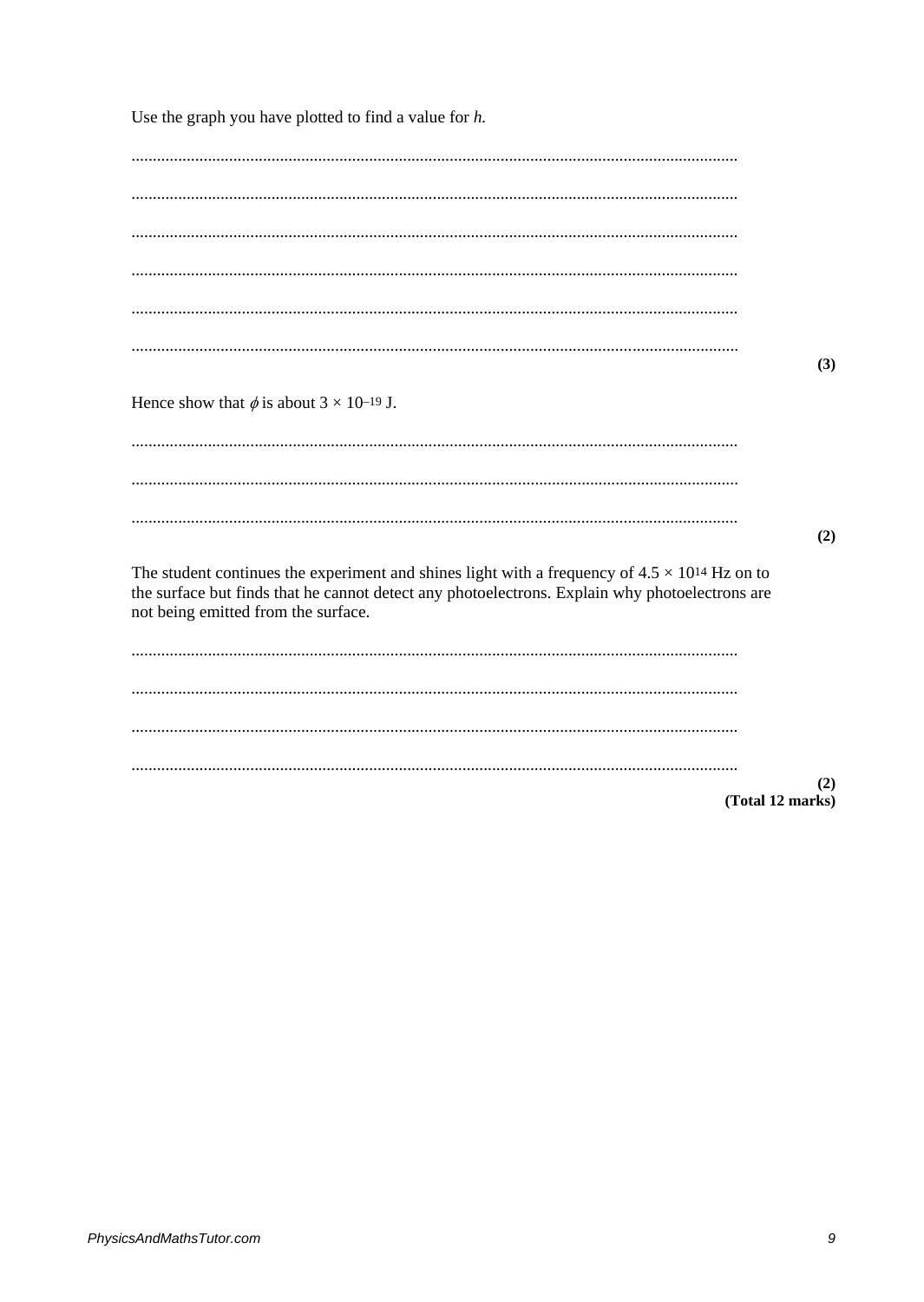Use the graph you have plotted to find a value for *h*.

.............................................................................................................................................

.............................................................................................................................................

.............................................................................................................................................

.............................................................................................................................................

.............................................................................................................................................

.............................................................................................................................................
**(3)**

Hence show that $\phi$ is about $3 \times 10^{-19}$ J.

.............................................................................................................................................

.............................................................................................................................................

.............................................................................................................................................
**(2)**

The student continues the experiment and shines light with a frequency of $4.5 \times 10^{14}$ Hz on to the surface but finds that he cannot detect any photoelectrons. Explain why photoelectrons are not being emitted from the surface.

.............................................................................................................................................

.............................................................................................................................................

.............................................................................................................................................

.............................................................................................................................................
**(2)**

**(Total 12 marks)**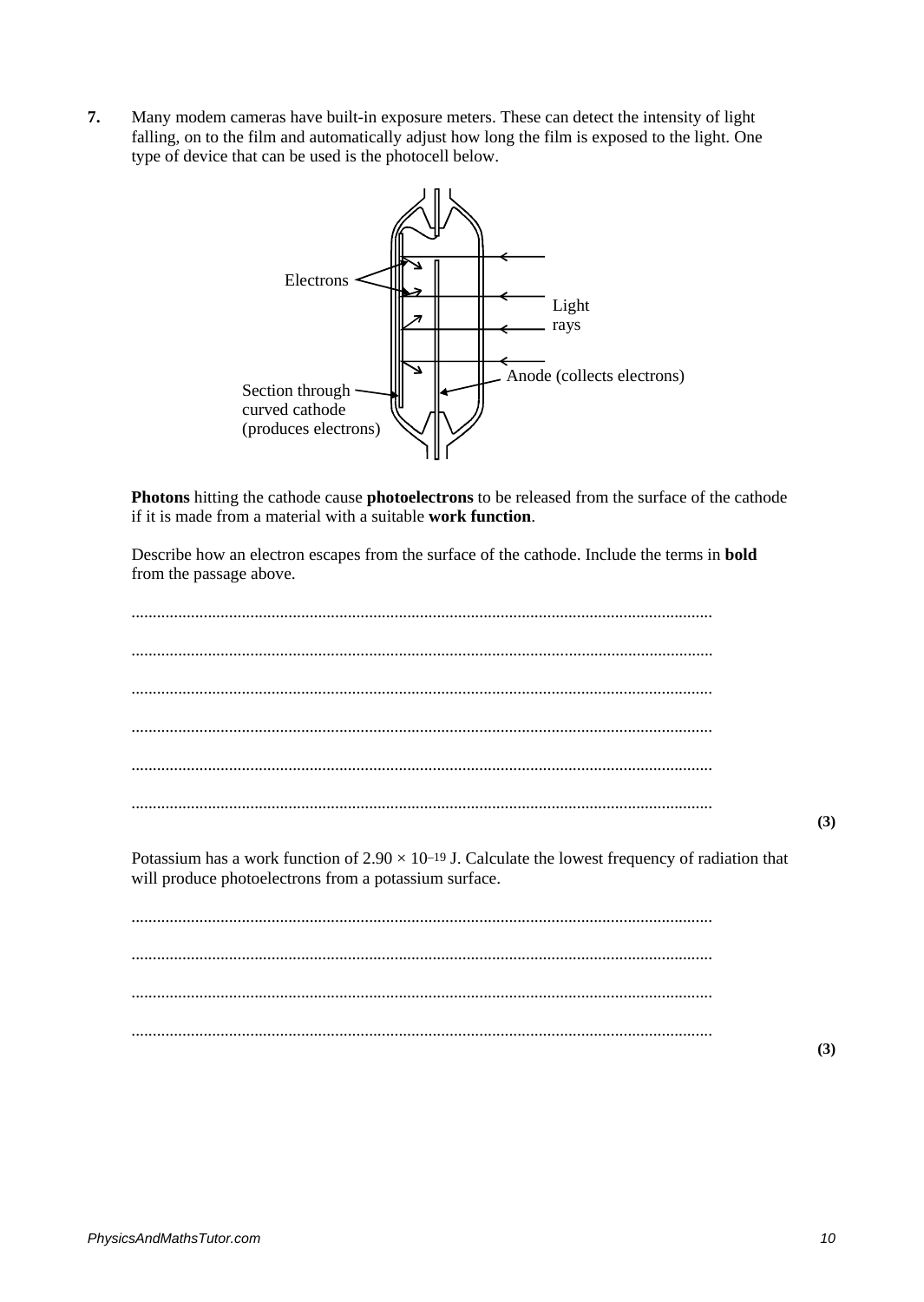**7.** Many modem cameras have built-in exposure meters. These can detect the intensity of light falling, on to the film and automatically adjust how long the film is exposed to the light. One type of device that can be used is the photocell below.

Electrons

Light rays

Anode (collects electrons)

Section through curved cathode (produces electrons)

**Photons** hitting the cathode cause **photoelectrons** to be released from the surface of the cathode if it is made from a material with a suitable **work function**.

Describe how an electron escapes from the surface of the cathode. Include the terms in **bold** from the passage above.

.......................................................................................................................................

.......................................................................................................................................

.......................................................................................................................................

.......................................................................................................................................

.......................................................................................................................................

.......................................................................................................................................

**(3)**

Potassium has a work function of $2.90 \times 10^{-19}$ J. Calculate the lowest frequency of radiation that will produce photoelectrons from a potassium surface.

.......................................................................................................................................

.......................................................................................................................................

.......................................................................................................................................

.......................................................................................................................................

**(3)**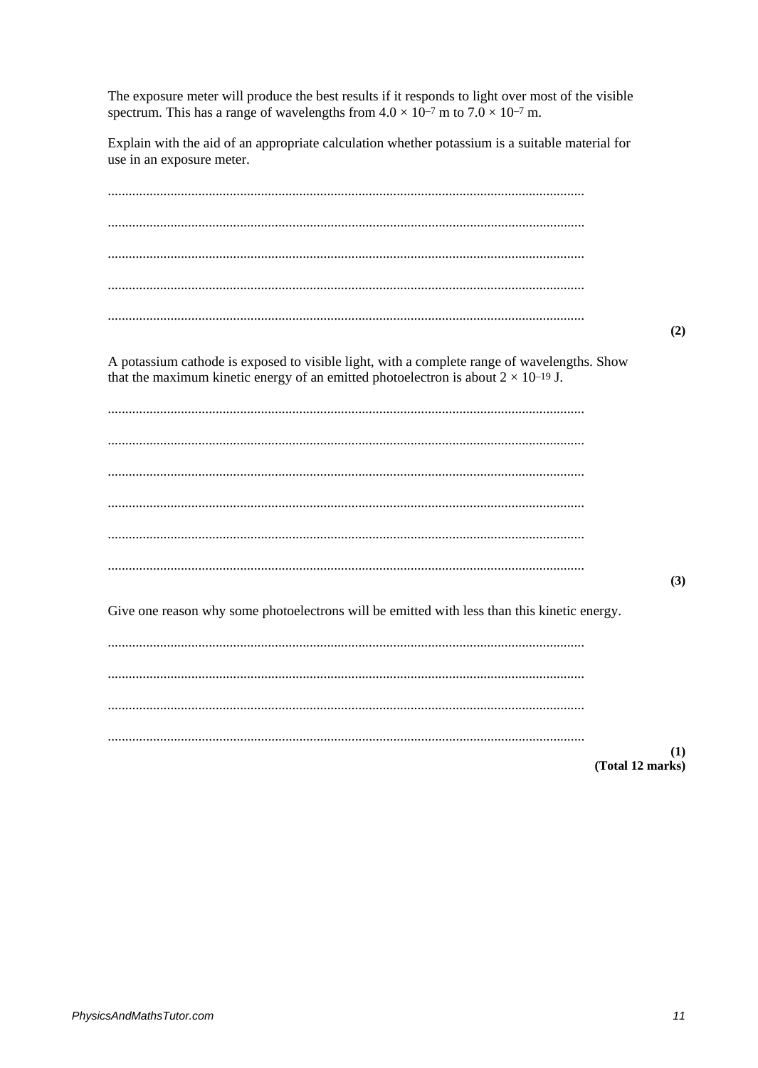The exposure meter will produce the best results if it responds to light over most of the visible spectrum. This has a range of wavelengths from $4.0 \times 10^{-7}$ m to $7.0 \times 10^{-7}$ m.

Explain with the aid of an appropriate calculation whether potassium is a suitable material for use in an exposure meter.

........................................................................................................................................

........................................................................................................................................

........................................................................................................................................

........................................................................................................................................

........................................................................................................................................

**(2)**

A potassium cathode is exposed to visible light, with a complete range of wavelengths. Show that the maximum kinetic energy of an emitted photoelectron is about $2 \times 10^{-19}$ J.

........................................................................................................................................

........................................................................................................................................

........................................................................................................................................

........................................................................................................................................

........................................................................................................................................

........................................................................................................................................

**(3)**

Give one reason why some photoelectrons will be emitted with less than this kinetic energy.

........................................................................................................................................

........................................................................................................................................

........................................................................................................................................

........................................................................................................................................

**(1)**

**(Total 12 marks)**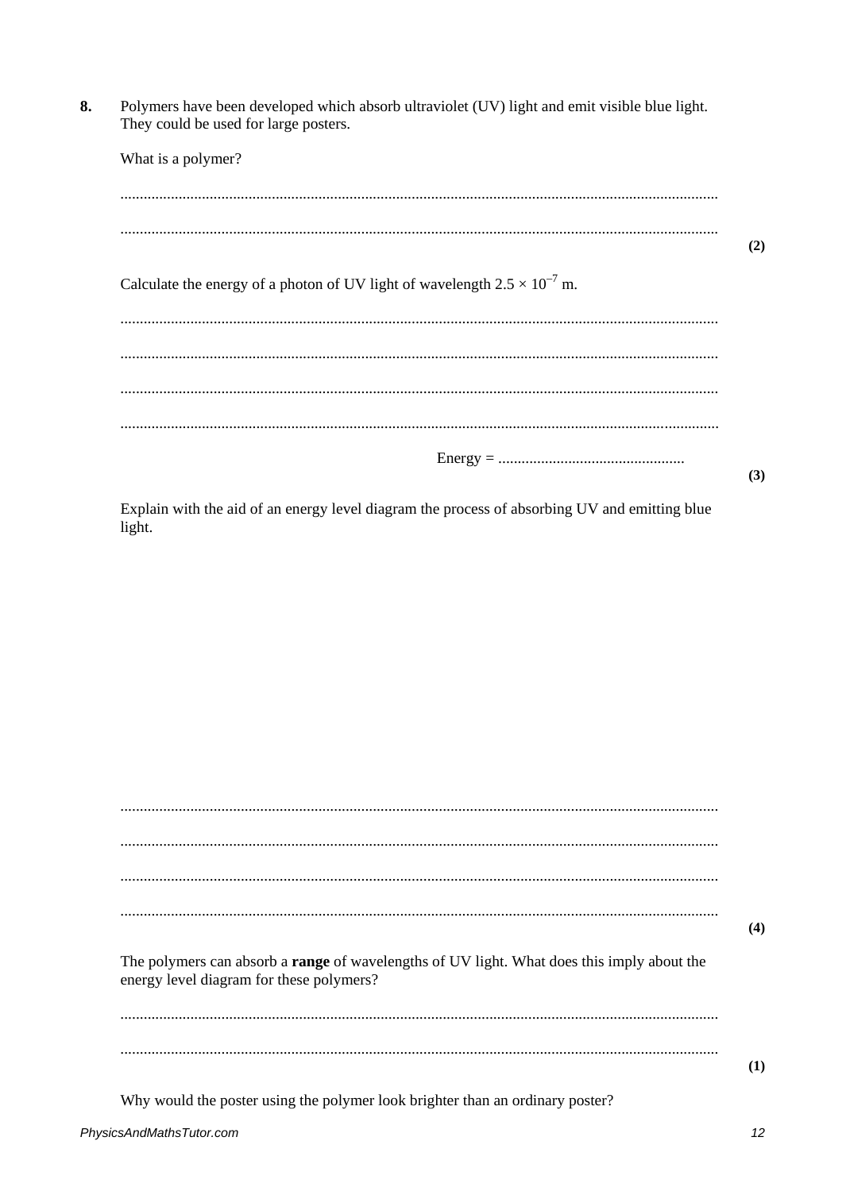**8.** Polymers have been developed which absorb ultraviolet (UV) light and emit visible blue light. They could be used for large posters.

What is a polymer?

..........................................................................................................................................

..........................................................................................................................................
**(2)**

Calculate the energy of a photon of UV light of wavelength $2.5 \times 10^{-7}$ m.

..........................................................................................................................................

..........................................................................................................................................

..........................................................................................................................................

..........................................................................................................................................

Energy = ................................................
**(3)**

Explain with the aid of an energy level diagram the process of absorbing UV and emitting blue light.

..........................................................................................................................................

..........................................................................................................................................

..........................................................................................................................................

..........................................................................................................................................
**(4)**

The polymers can absorb a **range** of wavelengths of UV light. What does this imply about the energy level diagram for these polymers?

..........................................................................................................................................

..........................................................................................................................................
**(1)**

Why would the poster using the polymer look brighter than an ordinary poster?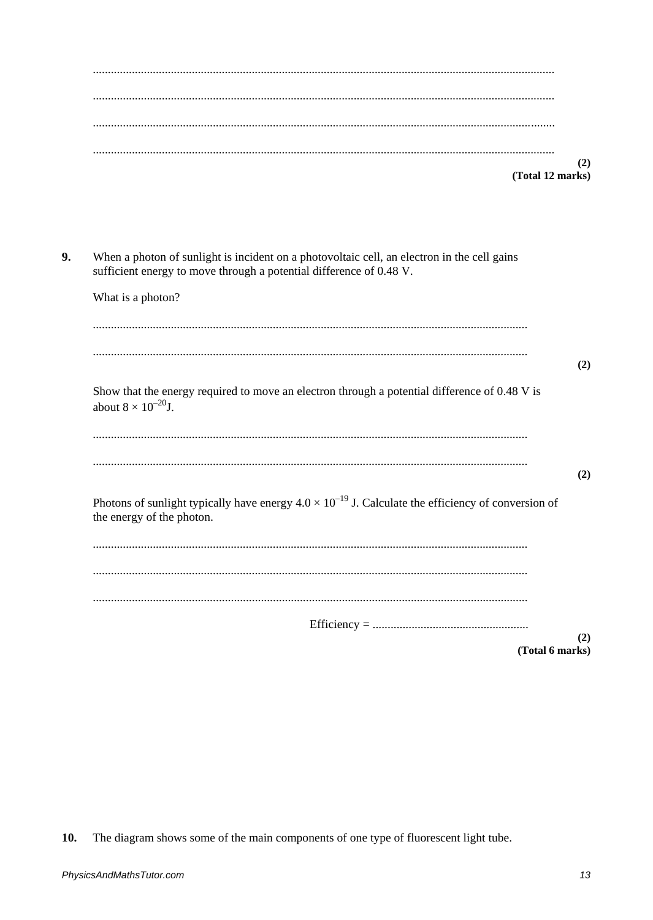..........................................................................................................................................

..........................................................................................................................................

..........................................................................................................................................

..........................................................................................................................................
**(2)**
**(Total 12 marks)**

**9.** When a photon of sunlight is incident on a photovoltaic cell, an electron in the cell gains sufficient energy to move through a potential difference of 0.48 V.

What is a photon?

..........................................................................................................................................

..........................................................................................................................................
**(2)**

Show that the energy required to move an electron through a potential difference of 0.48 V is about $8 \times 10^{-20}$ J.

..........................................................................................................................................

..........................................................................................................................................
**(2)**

Photons of sunlight typically have energy $4.0 \times 10^{-19}$ J. Calculate the efficiency of conversion of the energy of the photon.

..........................................................................................................................................

..........................................................................................................................................

..........................................................................................................................................

Efficiency = ....................................................
**(2)**
**(Total 6 marks)**

**10.** The diagram shows some of the main components of one type of fluorescent light tube.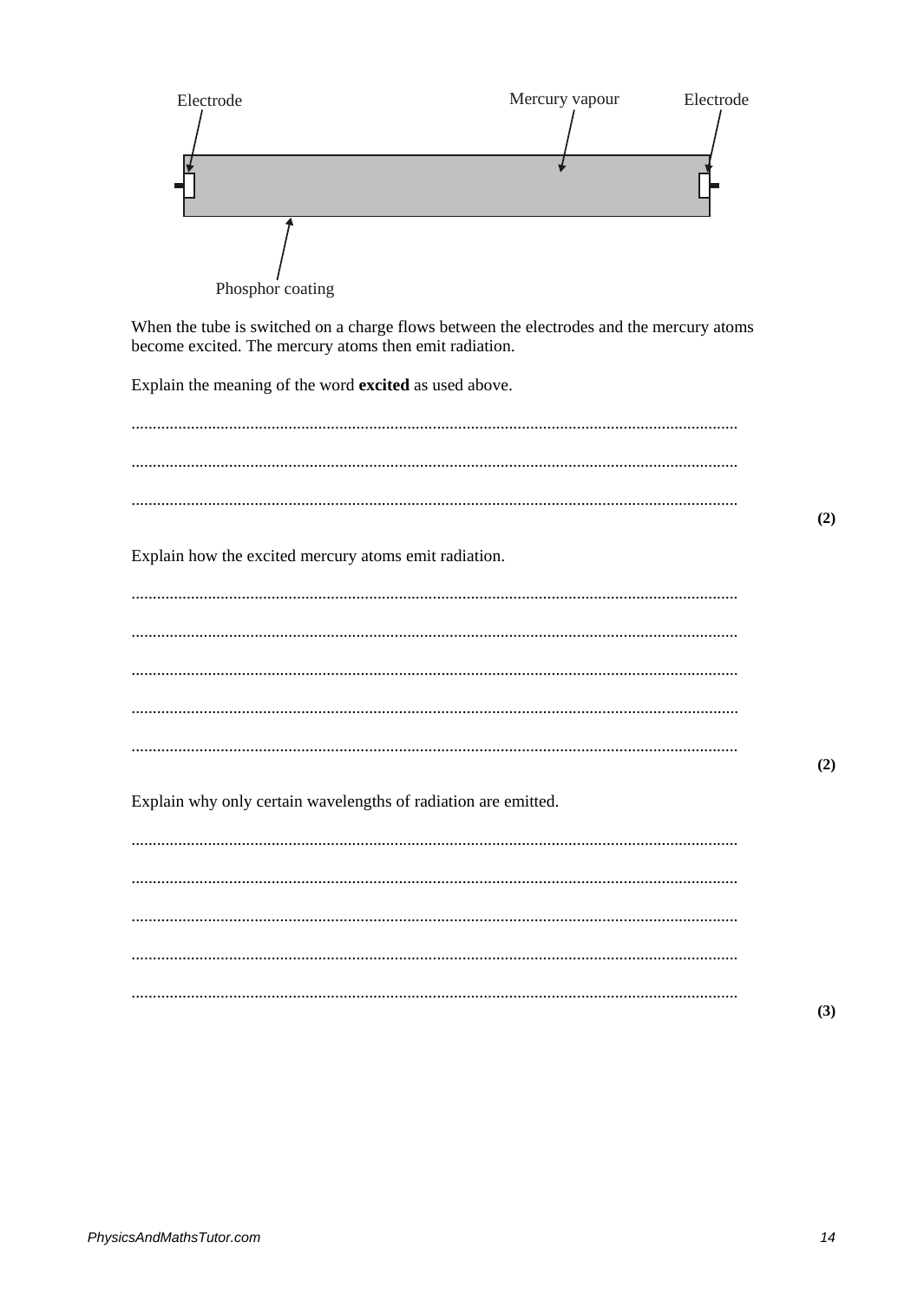Electrode     Mercury vapour     Electrode

Phosphor coating

When the tube is switched on a charge flows between the electrodes and the mercury atoms become excited. The mercury atoms then emit radiation.

Explain the meaning of the word **excited** as used above.

.............................................................................................................................................

.............................................................................................................................................

.............................................................................................................................................
**(2)**

Explain how the excited mercury atoms emit radiation.

.............................................................................................................................................

.............................................................................................................................................

.............................................................................................................................................

.............................................................................................................................................

.............................................................................................................................................
**(2)**

Explain why only certain wavelengths of radiation are emitted.

.............................................................................................................................................

.............................................................................................................................................

.............................................................................................................................................

.............................................................................................................................................

.............................................................................................................................................
**(3)**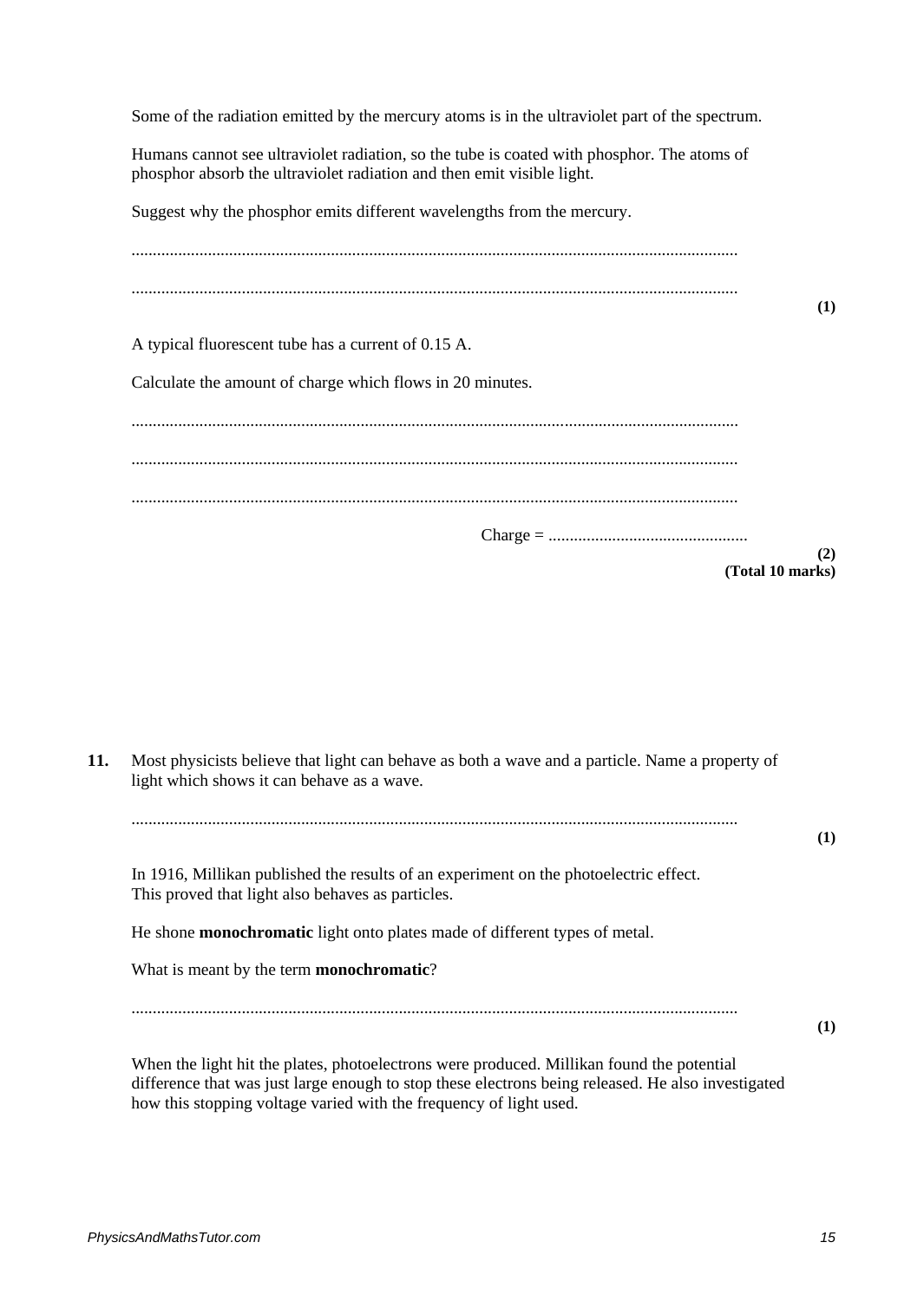Some of the radiation emitted by the mercury atoms is in the ultraviolet part of the spectrum.

Humans cannot see ultraviolet radiation, so the tube is coated with phosphor. The atoms of phosphor absorb the ultraviolet radiation and then emit visible light.

Suggest why the phosphor emits different wavelengths from the mercury.

..............................................................................................................................................

..............................................................................................................................................

**(1)**

A typical fluorescent tube has a current of 0.15 A.

Calculate the amount of charge which flows in 20 minutes.

..............................................................................................................................................

..............................................................................................................................................

..............................................................................................................................................

Charge = ...............................................

**(2)**
**(Total 10 marks)**

**11.** Most physicists believe that light can behave as both a wave and a particle. Name a property of light which shows it can behave as a wave.

..............................................................................................................................................

**(1)**

In 1916, Millikan published the results of an experiment on the photoelectric effect. This proved that light also behaves as particles.

He shone **monochromatic** light onto plates made of different types of metal.

What is meant by the term **monochromatic**?

..............................................................................................................................................

**(1)**

When the light hit the plates, photoelectrons were produced. Millikan found the potential difference that was just large enough to stop these electrons being released. He also investigated how this stopping voltage varied with the frequency of light used.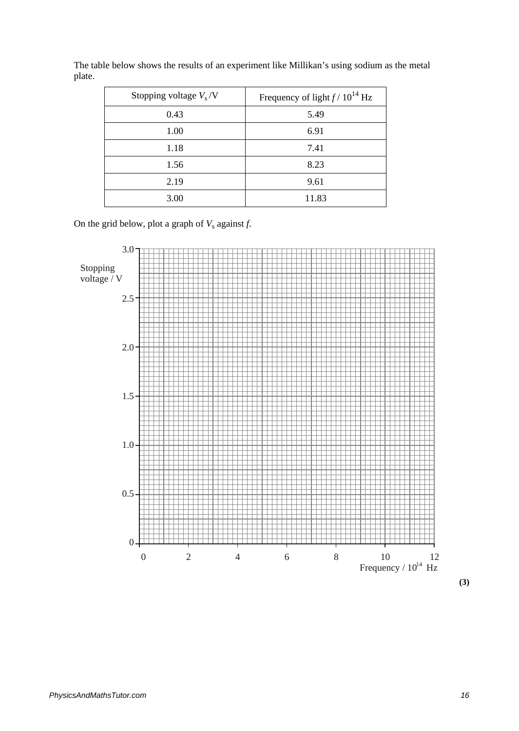The table below shows the results of an experiment like Millikan's using sodium as the metal plate.

| Stopping voltage $V_s$ /V | Frequency of light $f$ / $10^{14}$ Hz |
|---|---|
| 0.43 | 5.49 |
| 1.00 | 6.91 |
| 1.18 | 7.41 |
| 1.56 | 8.23 |
| 2.19 | 9.61 |
| 3.00 | 11.83 |

On the grid below, plot a graph of $V_s$ against $f$.

Stopping voltage / V

3.0, 2.5, 2.0, 1.5, 1.0, 0.5, 0

0, 2, 4, 6, 8, 10, 12

Frequency / $10^{14}$ Hz

**(3)**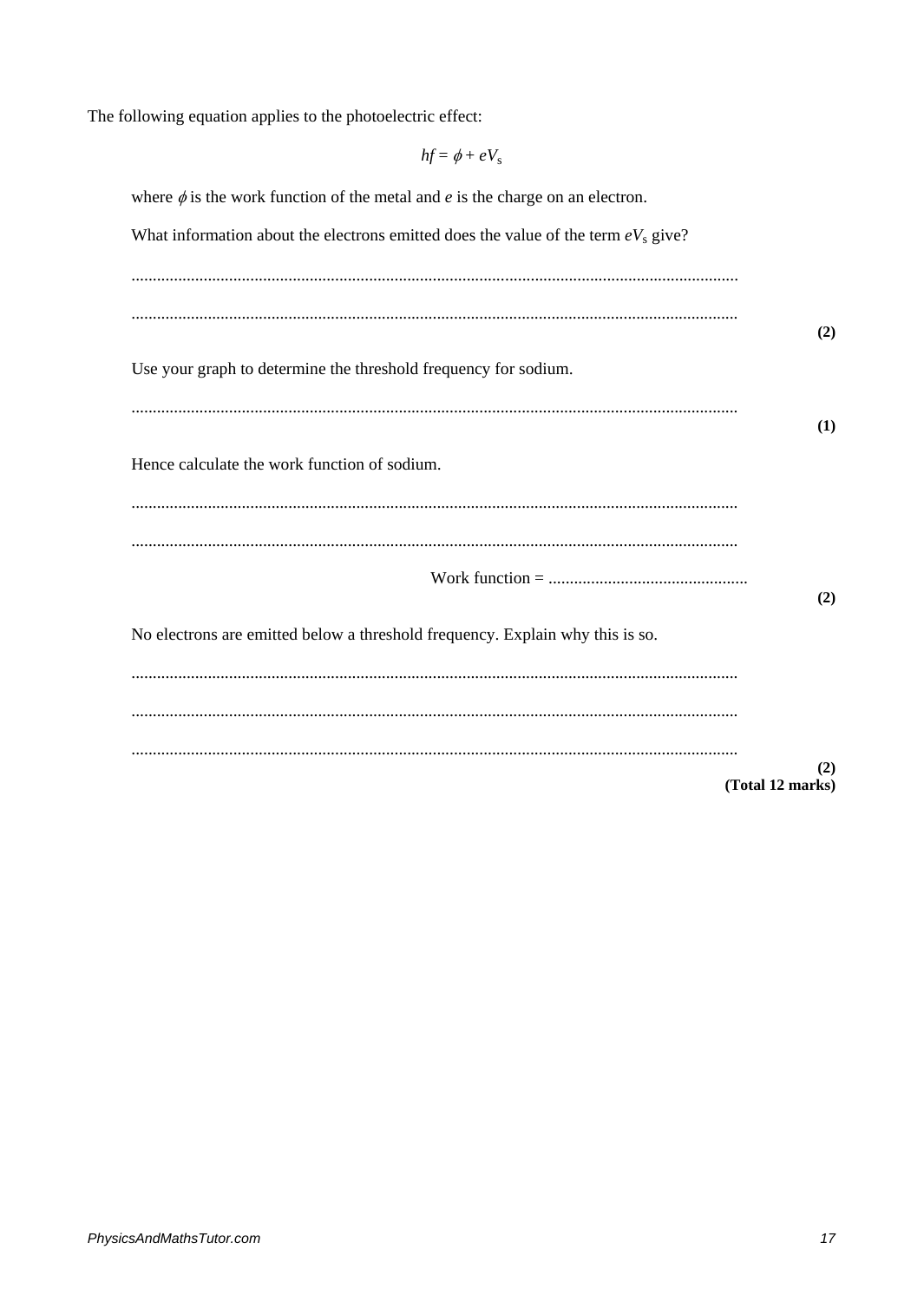The following equation applies to the photoelectric effect:

$$hf = \phi + eV_s$$

where $\phi$ is the work function of the metal and $e$ is the charge on an electron.

What information about the electrons emitted does the value of the term $eV_s$ give?

..............................................................................................................................................

..............................................................................................................................................

**(2)**

Use your graph to determine the threshold frequency for sodium.

..............................................................................................................................................

**(1)**

Hence calculate the work function of sodium.

..............................................................................................................................................

..............................................................................................................................................

Work function = ...............................................

**(2)**

No electrons are emitted below a threshold frequency. Explain why this is so.

..............................................................................................................................................

..............................................................................................................................................

..............................................................................................................................................

**(2)**

**(Total 12 marks)**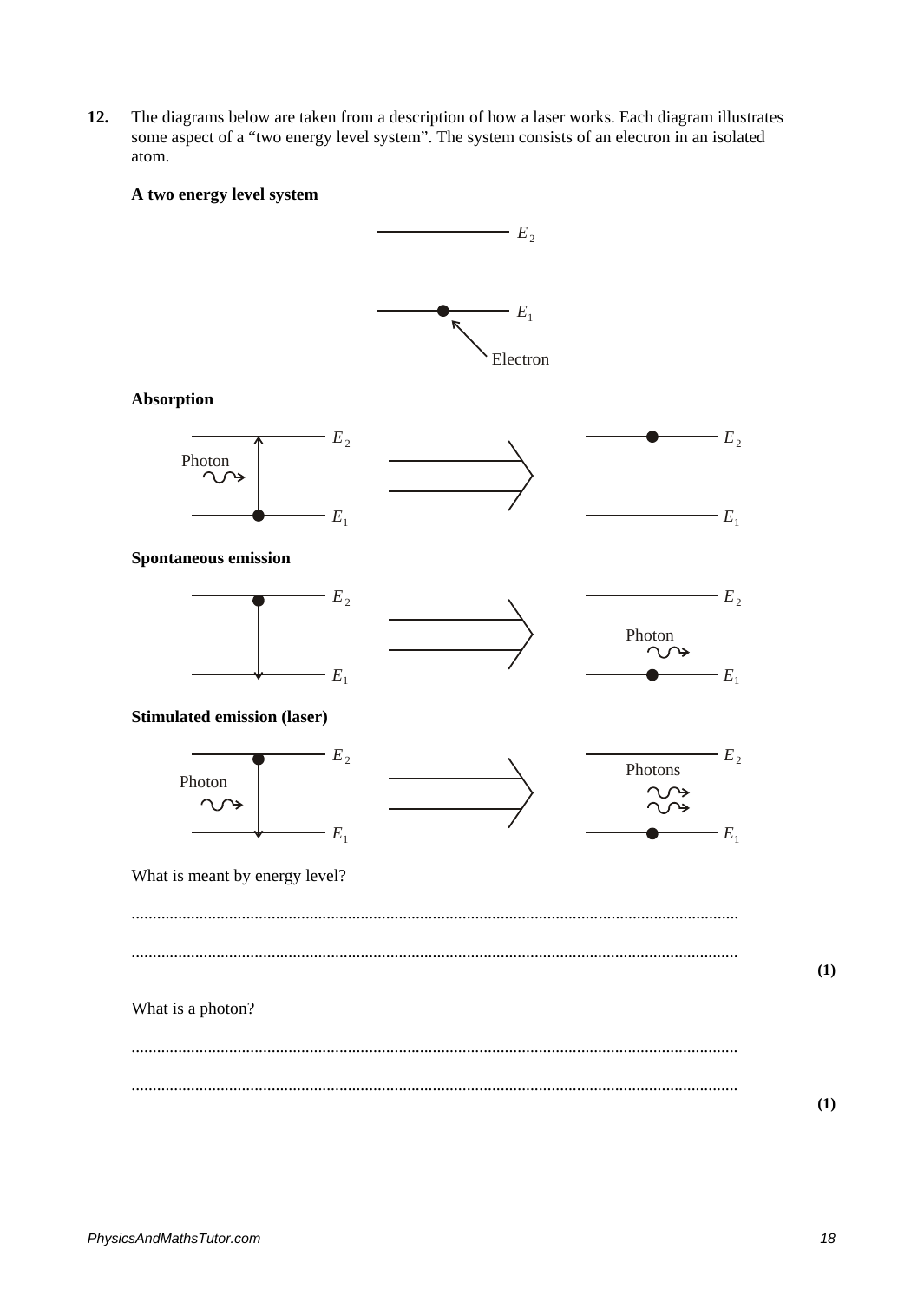**12.** The diagrams below are taken from a description of how a laser works. Each diagram illustrates some aspect of a "two energy level system". The system consists of an electron in an isolated atom.

**A two energy level system**

$E_2$

$E_1$

Electron

**Absorption**

Photon

$E_2$ $E_2$

$E_1$ $E_1$

**Spontaneous emission**

$E_2$ $E_2$

Photon

$E_1$ $E_1$

**Stimulated emission (laser)**

Photon

$E_2$ $E_2$

Photons

$E_1$ $E_1$

What is meant by energy level?

.............................................................................................................................................

.............................................................................................................................................

**(1)**

What is a photon?

.............................................................................................................................................

.............................................................................................................................................

**(1)**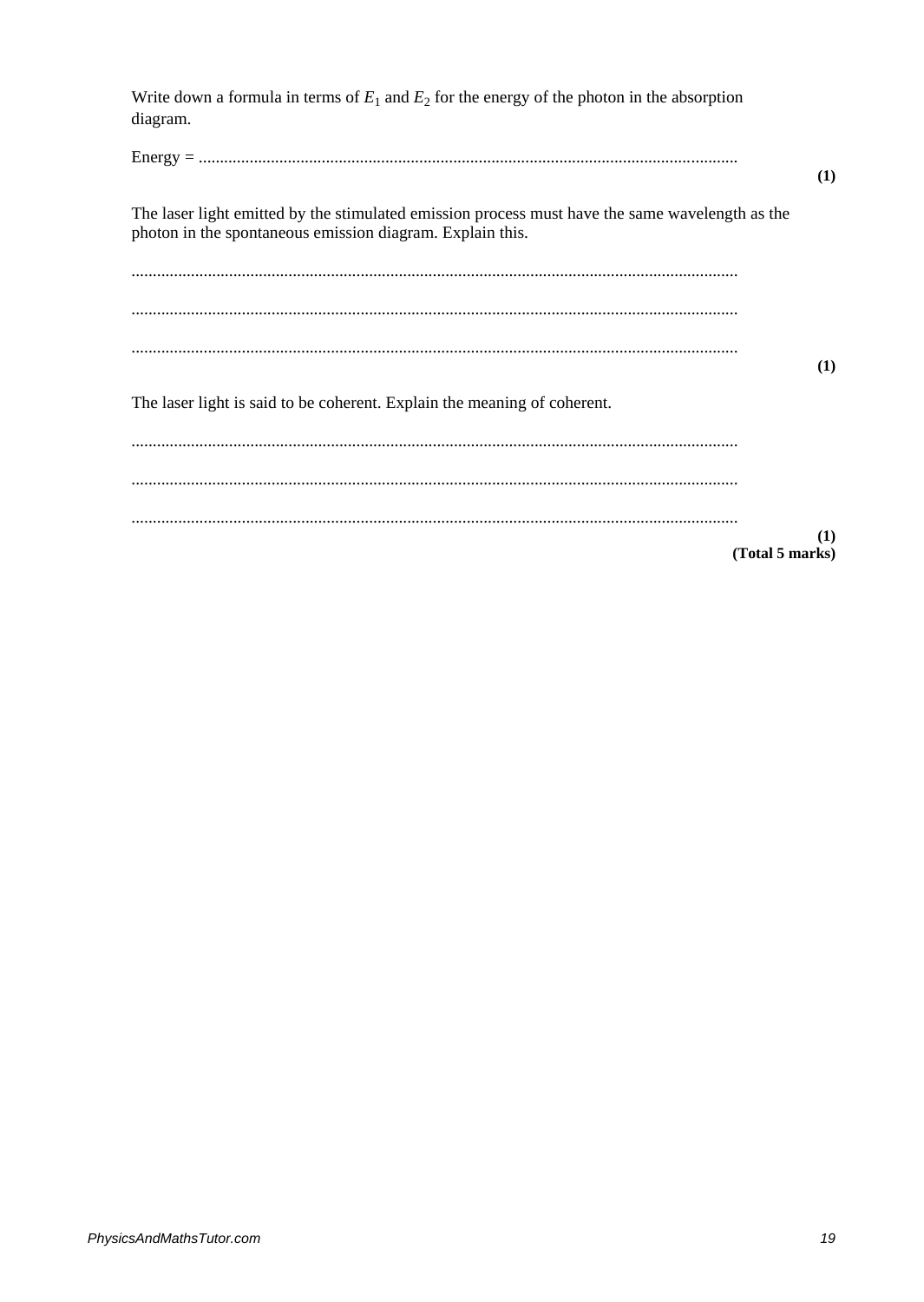Write down a formula in terms of $E_1$ and $E_2$ for the energy of the photon in the absorption diagram.

Energy = ..............................................................................................................................

**(1)**

The laser light emitted by the stimulated emission process must have the same wavelength as the photon in the spontaneous emission diagram. Explain this.

..............................................................................................................................

..............................................................................................................................

..............................................................................................................................

**(1)**

The laser light is said to be coherent. Explain the meaning of coherent.

..............................................................................................................................

..............................................................................................................................

..............................................................................................................................

**(1)**

**(Total 5 marks)**